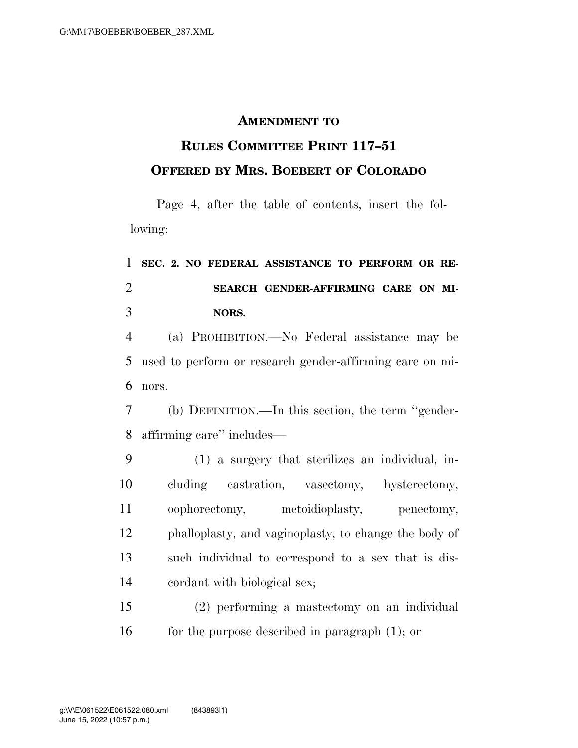# AMENDMENT TO RULES COMMITTEE PRINT 117–51 OFFERED BY MRS. BOEBERT OF COLORADO

Page 4, after the table of contents, insert the following:

**SEC. 2. NO FEDERAL ASSISTANCE TO PERFORM OR RESEARCH GENDER-AFFIRMING CARE ON MINORS.**

(a) PROHIBITION.—No Federal assistance may be used to perform or research gender-affirming care on minors.

(b) DEFINITION.—In this section, the term "gender-affirming care" includes—

(1) a surgery that sterilizes an individual, including castration, vasectomy, hysterectomy, oophorectomy, metoidioplasty, penectomy, phalloplasty, and vaginoplasty, to change the body of such individual to correspond to a sex that is discordant with biological sex;

(2) performing a mastectomy on an individual for the purpose described in paragraph (1); or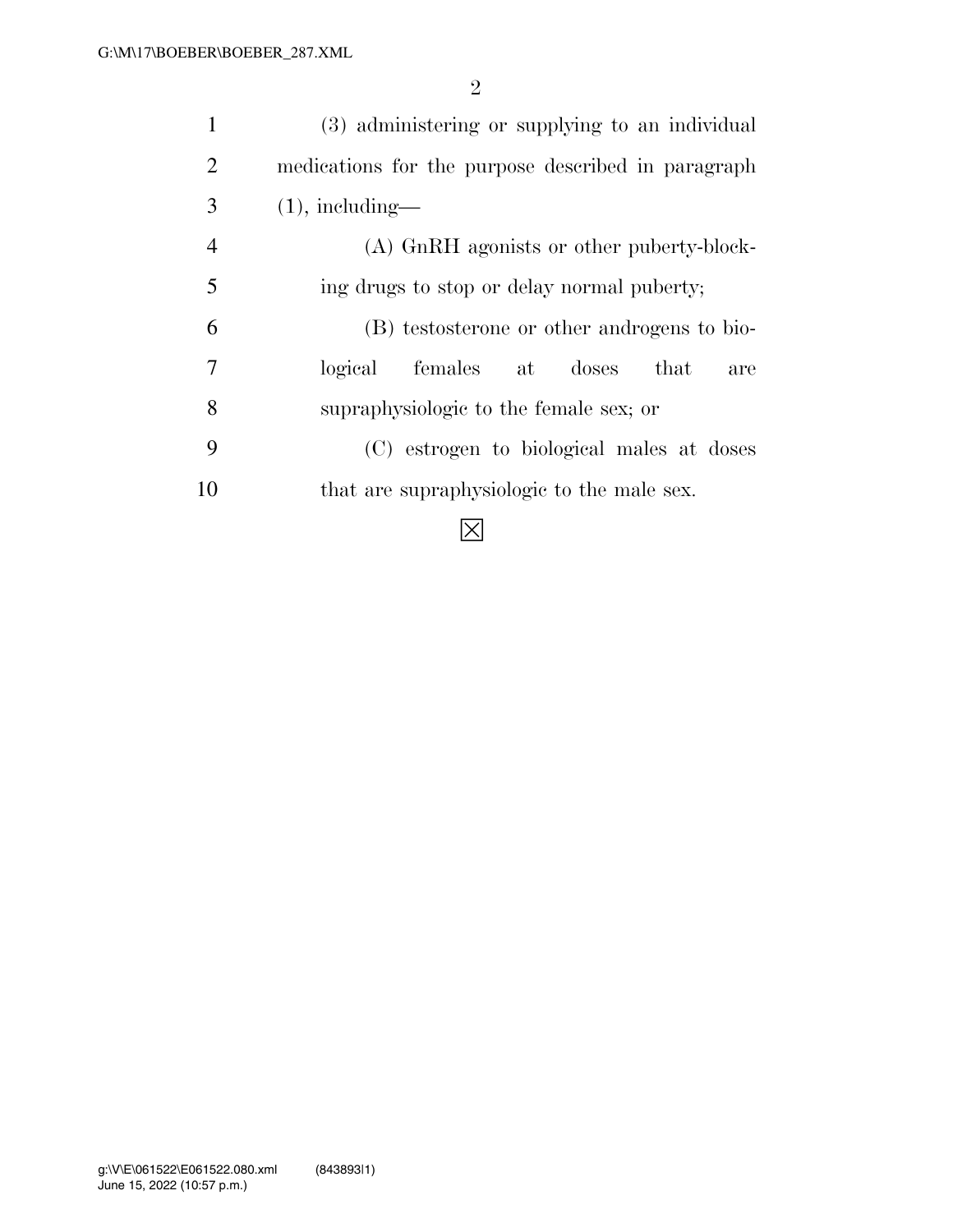(3) administering or supplying to an individual medications for the purpose described in paragraph (1), including—

(A) GnRH agonists or other puberty-blocking drugs to stop or delay normal puberty;

(B) testosterone or other androgens to biological females at doses that are supraphysiologic to the female sex; or

(C) estrogen to biological males at doses that are supraphysiologic to the male sex.